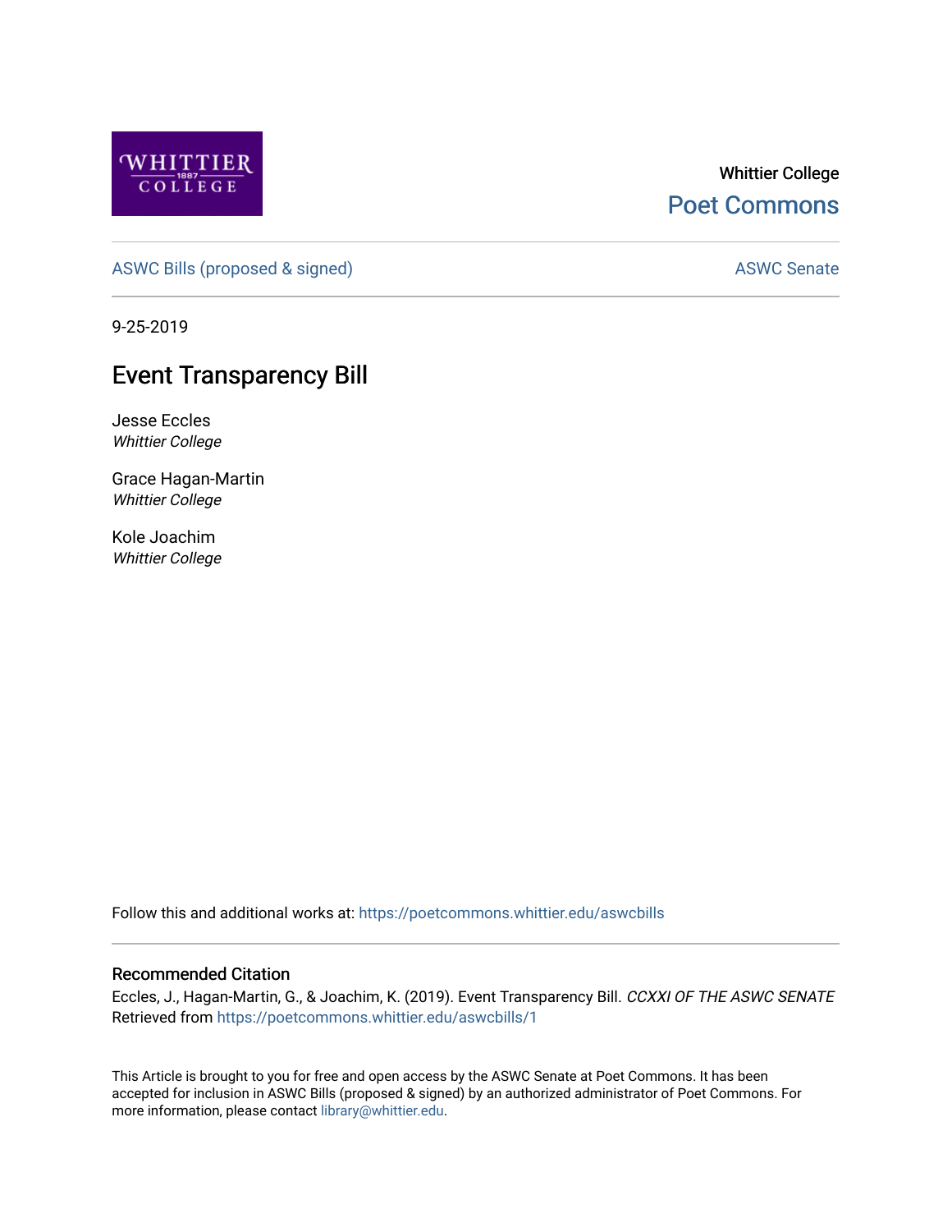Whittier College

Poet Commons

ASWC Bills (proposed & signed) | ASWC Senate

9-25-2019

# Event Transparency Bill

Jesse Eccles
*Whittier College*

Grace Hagan-Martin
*Whittier College*

Kole Joachim
*Whittier College*

Follow this and additional works at: https://poetcommons.whittier.edu/aswcbills

## Recommended Citation

Eccles, J., Hagan-Martin, G., & Joachim, K. (2019). Event Transparency Bill. *CCXXI OF THE ASWC SENATE* Retrieved from https://poetcommons.whittier.edu/aswcbills/1

This Article is brought to you for free and open access by the ASWC Senate at Poet Commons. It has been accepted for inclusion in ASWC Bills (proposed & signed) by an authorized administrator of Poet Commons. For more information, please contact library@whittier.edu.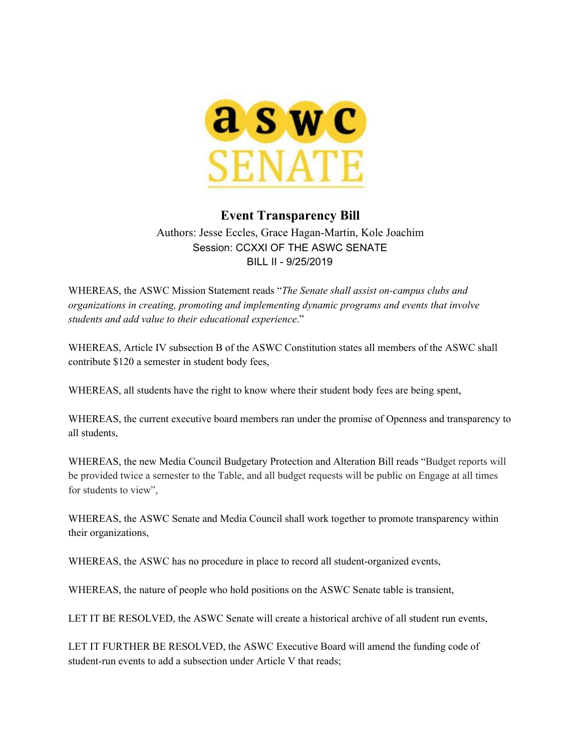# Event Transparency Bill

Authors: Jesse Eccles, Grace Hagan-Martin, Kole Joachim

Session: CCXXI OF THE ASWC SENATE

BILL II - 9/25/2019

WHEREAS, the ASWC Mission Statement reads "*The Senate shall assist on-campus clubs and organizations in creating, promoting and implementing dynamic programs and events that involve students and add value to their educational experience*."

WHEREAS, Article IV subsection B of the ASWC Constitution states all members of the ASWC shall contribute $120 a semester in student body fees,

WHEREAS, all students have the right to know where their student body fees are being spent,

WHEREAS, the current executive board members ran under the promise of Openness and transparency to all students,

WHEREAS, the new Media Council Budgetary Protection and Alteration Bill reads "Budget reports will be provided twice a semester to the Table, and all budget requests will be public on Engage at all times for students to view",

WHEREAS, the ASWC Senate and Media Council shall work together to promote transparency within their organizations,

WHEREAS, the ASWC has no procedure in place to record all student-organized events,

WHEREAS, the nature of people who hold positions on the ASWC Senate table is transient,

LET IT BE RESOLVED, the ASWC Senate will create a historical archive of all student run events,

LET IT FURTHER BE RESOLVED, the ASWC Executive Board will amend the funding code of student-run events to add a subsection under Article V that reads;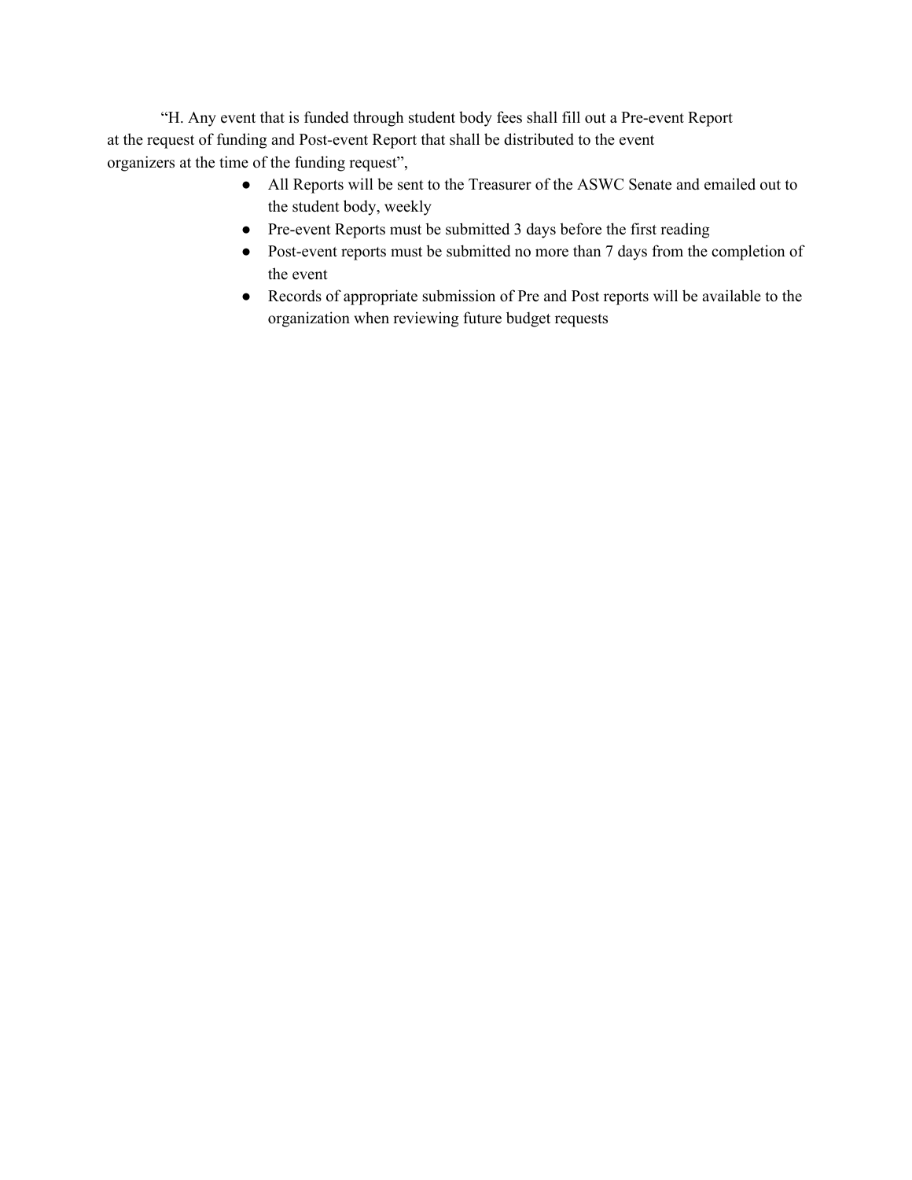"H. Any event that is funded through student body fees shall fill out a Pre-event Report at the request of funding and Post-event Report that shall be distributed to the event organizers at the time of the funding request",

- All Reports will be sent to the Treasurer of the ASWC Senate and emailed out to the student body, weekly
- Pre-event Reports must be submitted 3 days before the first reading
- Post-event reports must be submitted no more than 7 days from the completion of the event
- Records of appropriate submission of Pre and Post reports will be available to the organization when reviewing future budget requests